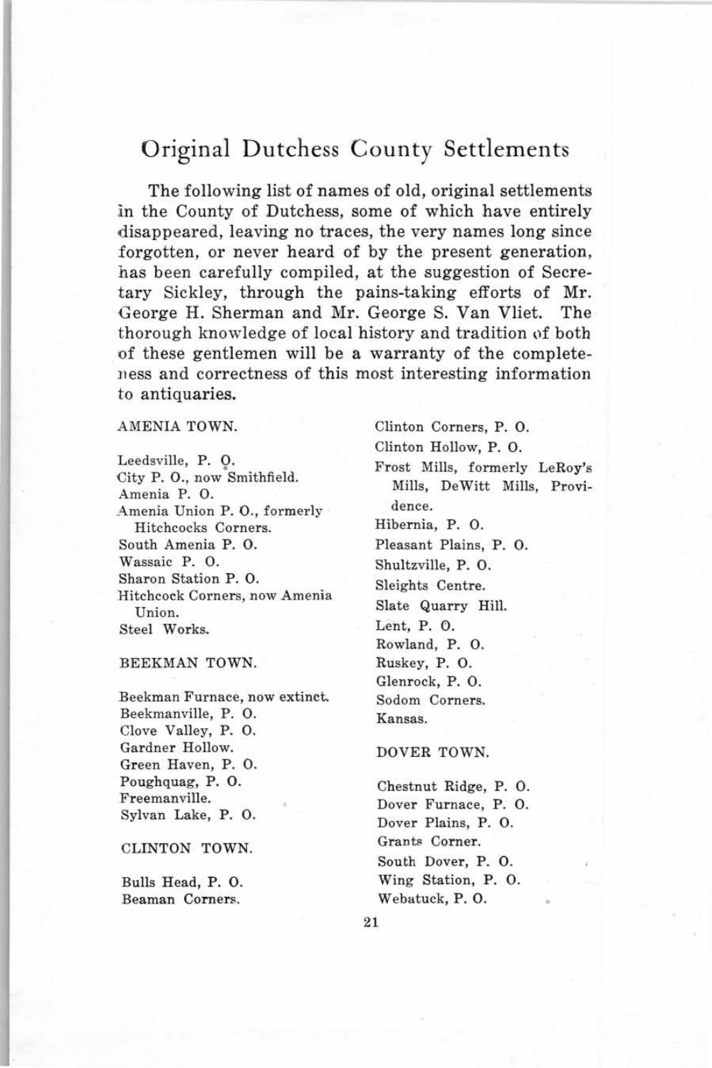# Original Dutchess County Settlements

The following list of names of old, original settlements in the County of Dutchess, some of which have entirely disappeared, leaving no traces, the very names long since forgotten, or never heard of by the present generation, has been carefully compiled, at the suggestion of Secretary Sickley, through the pains-taking efforts of Mr. George H. Sherman and Mr. George S. Van Vliet. The thorough knowledge of local history and tradition of both of these gentlemen will be a warranty of the completeness and correctness of this most interesting information to antiquaries.

AMENIA TOWN.

Leedsville, P. O.
City P. O., now Smithfield.
Amenia P. O.
Amenia Union P. O., formerly Hitchcocks Corners.
South Amenia P. O.
Wassaic P. O.
Sharon Station P. O.
Hitchcock Corners, now Amenia Union.
Steel Works.

BEEKMAN TOWN.

Beekman Furnace, now extinct.
Beekmanville, P. O.
Clove Valley, P. O.
Gardner Hollow.
Green Haven, P. O.
Poughquag, P. O.
Freemanville.
Sylvan Lake, P. O.

CLINTON TOWN.

Bulls Head, P. O.
Beaman Corners.
Clinton Corners, P. O.
Clinton Hollow, P. O.
Frost Mills, formerly LeRoy's Mills, DeWitt Mills, Providence.
Hibernia, P. O.
Pleasant Plains, P. O.
Shultzville, P. O.
Sleights Centre.
Slate Quarry Hill.
Lent, P. O.
Rowland, P. O.
Ruskey, P. O.
Glenrock, P. O.
Sodom Corners.
Kansas.

DOVER TOWN.

Chestnut Ridge, P. O.
Dover Furnace, P. O.
Dover Plains, P. O.
Grants Corner.
South Dover, P. O.
Wing Station, P. O.
Webatuck, P. O.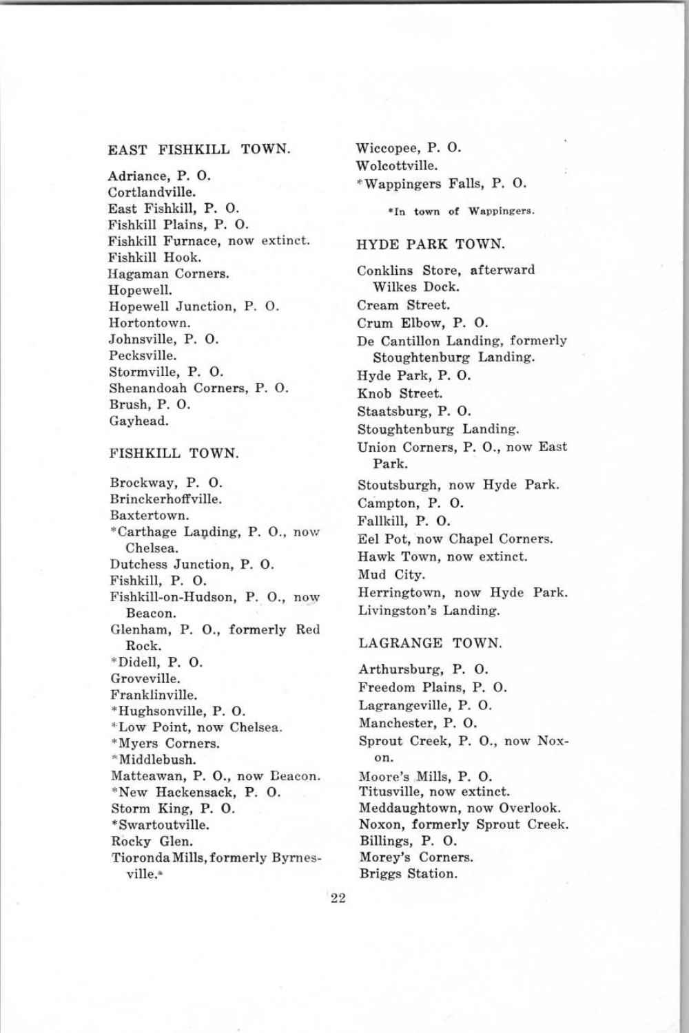## EAST FISHKILL TOWN.

Adriance, P. O.
Cortlandville.
East Fishkill, P. O.
Fishkill Plains, P. O.
Fishkill Furnace, now extinct.
Fishkill Hook.
Hagaman Corners.
Hopewell.
Hopewell Junction, P. O.
Hortontown.
Johnsville, P. O.
Pecksville.
Stormville, P. O.
Shenandoah Corners, P. O.
Brush, P. O.
Gayhead.

## FISHKILL TOWN.

Brockway, P. O.
Brinckerhoffville.
Baxtertown.
*Carthage Landing, P. O., now Chelsea.
Dutchess Junction, P. O.
Fishkill, P. O.
Fishkill-on-Hudson, P. O., now Beacon.
Glenham, P. O., formerly Red Rock.
*Didell, P. O.
Groveville.
Franklinville.
*Hughsonville, P. O.
*Low Point, now Chelsea.
*Myers Corners.
*Middlebush.
Matteawan, P. O., now Beacon.
*New Hackensack, P. O.
Storm King, P. O.
*Swartoutville.
Rocky Glen.
Tioronda Mills, formerly Byrnesville.*
Wiccopee, P. O.
Wolcottville.
*Wappingers Falls, P. O.

*In town of Wappingers.

## HYDE PARK TOWN.

Conklins Store, afterward Wilkes Dock.
Cream Street.
Crum Elbow, P. O.
De Cantillon Landing, formerly Stoughtenburg Landing.
Hyde Park, P. O.
Knob Street.
Staatsburg, P. O.
Stoughtenburg Landing.
Union Corners, P. O., now East Park.
Stoutsburgh, now Hyde Park.
Campton, P. O.
Fallkill, P. O.
Eel Pot, now Chapel Corners.
Hawk Town, now extinct.
Mud City.
Herringtown, now Hyde Park.
Livingston's Landing.

## LAGRANGE TOWN.

Arthursburg, P. O.
Freedom Plains, P. O.
Lagrangeville, P. O.
Manchester, P. O.
Sprout Creek, P. O., now Noxon.
Moore's Mills, P. O.
Titusville, now extinct.
Meddaughtown, now Overlook.
Noxon, formerly Sprout Creek.
Billings, P. O.
Morey's Corners.
Briggs Station.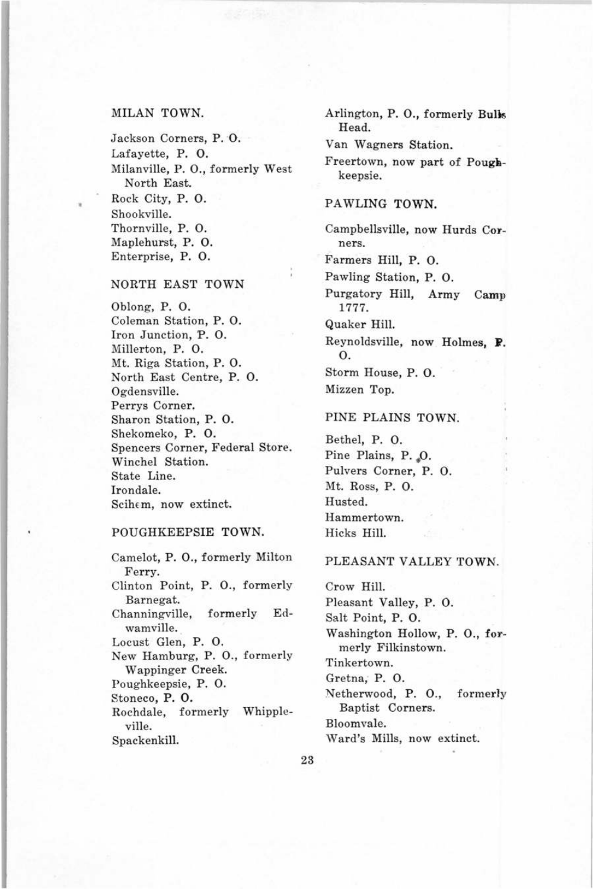## MILAN TOWN.

Jackson Corners, P. O.
Lafayette, P. O.
Milanville, P. O., formerly West North East.
Rock City, P. O.
Shookville.
Thornville, P. O.
Maplehurst, P. O.
Enterprise, P. O.

## NORTH EAST TOWN

Oblong, P. O.
Coleman Station, P. O.
Iron Junction, P. O.
Millerton, P. O.
Mt. Riga Station, P. O.
North East Centre, P. O.
Ogdensville.
Perrys Corner.
Sharon Station, P. O.
Shekomeko, P. O.
Spencers Corner, Federal Store.
Winchel Station.
State Line.
Irondale.
Scihem, now extinct.

## POUGHKEEPSIE TOWN.

Camelot, P. O., formerly Milton Ferry.
Clinton Point, P. O., formerly Barnegat.
Channingville, formerly Edwamville.
Locust Glen, P. O.
New Hamburg, P. O., formerly Wappinger Creek.
Poughkeepsie, P. O.
Stoneco, P. O.
Rochdale, formerly Whippleville.
Spackenkill.
Arlington, P. O., formerly Bulls Head.
Van Wagners Station.
Freertown, now part of Poughkeepsie.

## PAWLING TOWN.

Campbellsville, now Hurds Corners.
Farmers Hill, P. O.
Pawling Station, P. O.
Purgatory Hill, Army Camp 1777.
Quaker Hill.
Reynoldsville, now Holmes, P. O.
Storm House, P. O.
Mizzen Top.

## PINE PLAINS TOWN.

Bethel, P. O.
Pine Plains, P. O.
Pulvers Corner, P. O.
Mt. Ross, P. O.
Husted.
Hammertown.
Hicks Hill.

## PLEASANT VALLEY TOWN.

Crow Hill.
Pleasant Valley, P. O.
Salt Point, P. O.
Washington Hollow, P. O., formerly Filkinstown.
Tinkertown.
Gretna, P. O.
Netherwood, P. O., formerly Baptist Corners.
Bloomvale.
Ward's Mills, now extinct.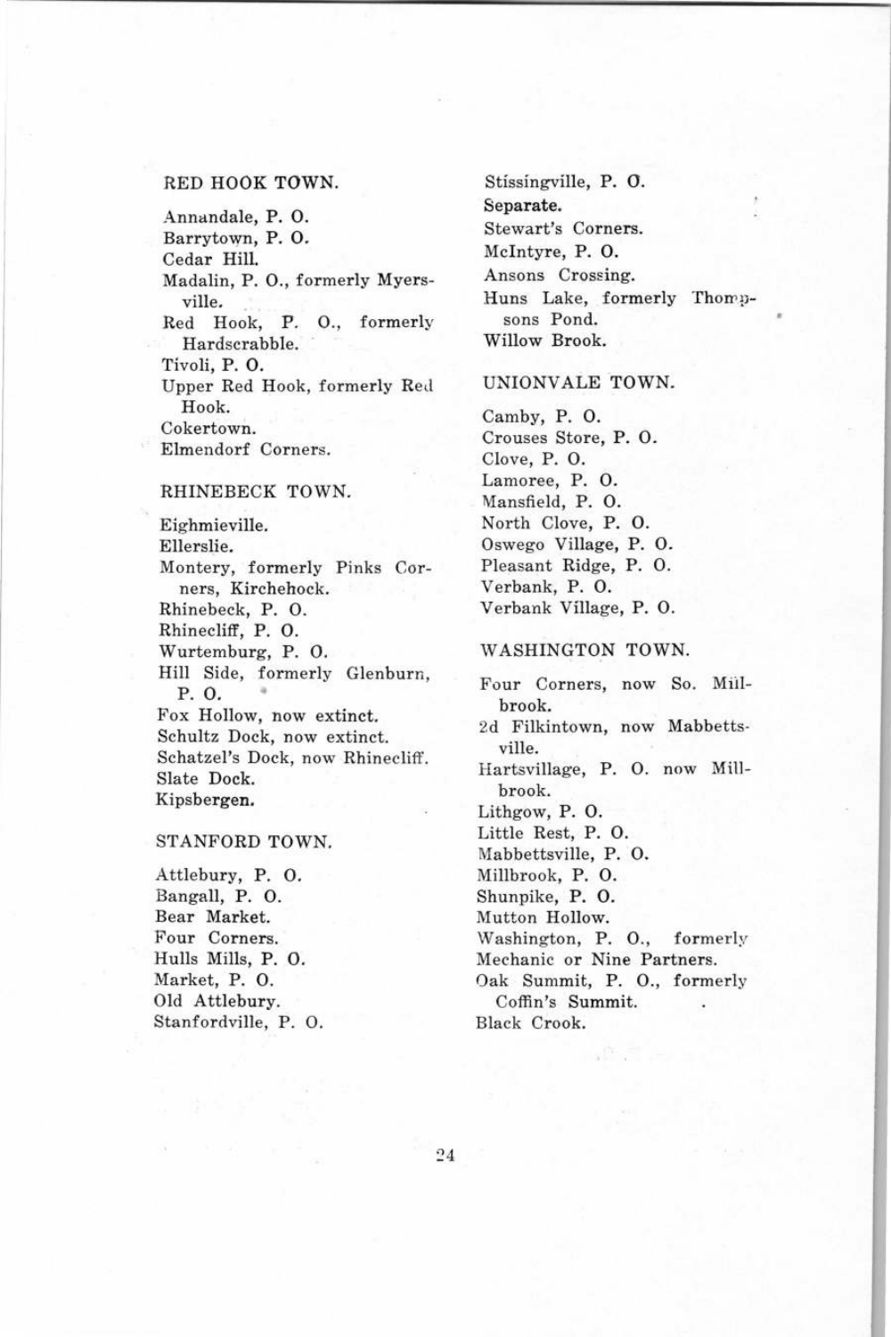## RED HOOK TOWN.

Annandale, P. O.
Barrytown, P. O.
Cedar Hill.
Madalin, P. O., formerly Myersville.
Red Hook, P. O., formerly Hardscrabble.
Tivoli, P. O.
Upper Red Hook, formerly Red Hook.
Cokertown.
Elmendorf Corners.

## RHINEBECK TOWN.

Eighmieville.
Ellerslie.
Montery, formerly Pinks Corners, Kirchehock.
Rhinebeck, P. O.
Rhinecliff, P. O.
Wurtemburg, P. O.
Hill Side, formerly Glenburn, P. O.
Fox Hollow, now extinct.
Schultz Dock, now extinct.
Schatzel's Dock, now Rhinecliff.
Slate Dock.
Kipsbergen.

## STANFORD TOWN.

Attlebury, P. O.
Bangall, P. O.
Bear Market.
Four Corners.
Hulls Mills, P. O.
Market, P. O.
Old Attlebury.
Stanfordville, P. O.
Stissingville, P. O.
Separate.
Stewart's Corners.
McIntyre, P. O.
Ansons Crossing.
Huns Lake, formerly Thompsons Pond.
Willow Brook.

## UNIONVALE TOWN.

Camby, P. O.
Crouses Store, P. O.
Clove, P. O.
Lamoree, P. O.
Mansfield, P. O.
North Clove, P. O.
Oswego Village, P. O.
Pleasant Ridge, P. O.
Verbank, P. O.
Verbank Village, P. O.

## WASHINGTON TOWN.

Four Corners, now So. Millbrook.
2d Filkintown, now Mabbettsville.
Hartsvillage, P. O. now Millbrook.
Lithgow, P. O.
Little Rest, P. O.
Mabbettsville, P. O.
Millbrook, P. O.
Shunpike, P. O.
Mutton Hollow.
Washington, P. O., formerly Mechanic or Nine Partners.
Oak Summit, P. O., formerly Coffin's Summit.
Black Crook.